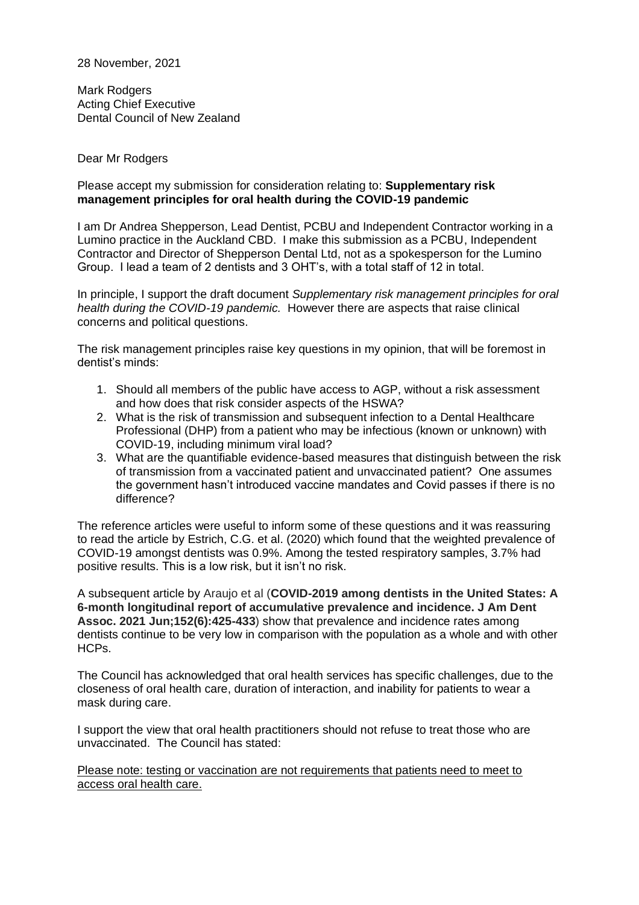28 November, 2021

Mark Rodgers
Acting Chief Executive
Dental Council of New Zealand

Dear Mr Rodgers

Please accept my submission for consideration relating to: **Supplementary risk management principles for oral health during the COVID-19 pandemic**

I am Dr Andrea Shepperson, Lead Dentist, PCBU and Independent Contractor working in a Lumino practice in the Auckland CBD. I make this submission as a PCBU, Independent Contractor and Director of Shepperson Dental Ltd, not as a spokesperson for the Lumino Group. I lead a team of 2 dentists and 3 OHT's, with a total staff of 12 in total.

In principle, I support the draft document *Supplementary risk management principles for oral health during the COVID-19 pandemic.* However there are aspects that raise clinical concerns and political questions.

The risk management principles raise key questions in my opinion, that will be foremost in dentist's minds:

1. Should all members of the public have access to AGP, without a risk assessment and how does that risk consider aspects of the HSWA?
2. What is the risk of transmission and subsequent infection to a Dental Healthcare Professional (DHP) from a patient who may be infectious (known or unknown) with COVID-19, including minimum viral load?
3. What are the quantifiable evidence-based measures that distinguish between the risk of transmission from a vaccinated patient and unvaccinated patient? One assumes the government hasn't introduced vaccine mandates and Covid passes if there is no difference?

The reference articles were useful to inform some of these questions and it was reassuring to read the article by Estrich, C.G. et al. (2020) which found that the weighted prevalence of COVID-19 amongst dentists was 0.9%. Among the tested respiratory samples, 3.7% had positive results. This is a low risk, but it isn't no risk.

A subsequent article by Araujo et al (**COVID-2019 among dentists in the United States: A 6-month longitudinal report of accumulative prevalence and incidence. J Am Dent Assoc. 2021 Jun;152(6):425-433**) show that prevalence and incidence rates among dentists continue to be very low in comparison with the population as a whole and with other HCPs.

The Council has acknowledged that oral health services has specific challenges, due to the closeness of oral health care, duration of interaction, and inability for patients to wear a mask during care.

I support the view that oral health practitioners should not refuse to treat those who are unvaccinated. The Council has stated:

<u>Please note: testing or vaccination are not requirements that patients need to meet to access oral health care.</u>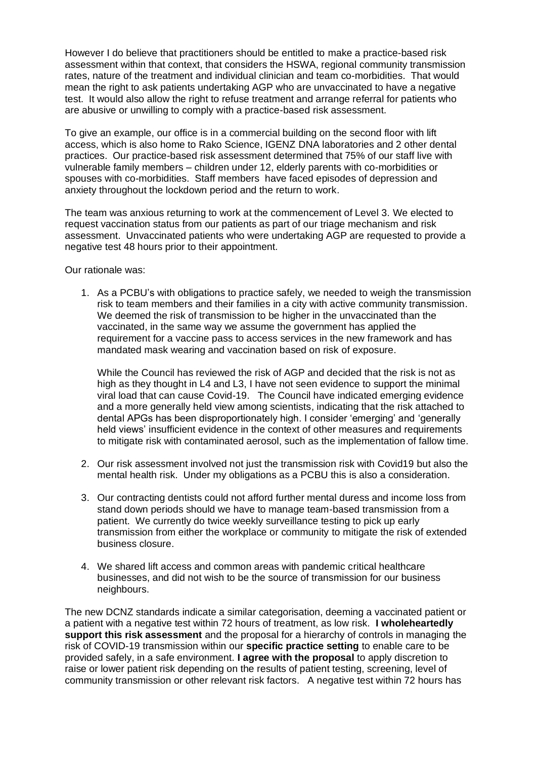However I do believe that practitioners should be entitled to make a practice-based risk assessment within that context, that considers the HSWA, regional community transmission rates, nature of the treatment and individual clinician and team co-morbidities. That would mean the right to ask patients undertaking AGP who are unvaccinated to have a negative test. It would also allow the right to refuse treatment and arrange referral for patients who are abusive or unwilling to comply with a practice-based risk assessment.

To give an example, our office is in a commercial building on the second floor with lift access, which is also home to Rako Science, IGENZ DNA laboratories and 2 other dental practices. Our practice-based risk assessment determined that 75% of our staff live with vulnerable family members – children under 12, elderly parents with co-morbidities or spouses with co-morbidities. Staff members have faced episodes of depression and anxiety throughout the lockdown period and the return to work.

The team was anxious returning to work at the commencement of Level 3. We elected to request vaccination status from our patients as part of our triage mechanism and risk assessment. Unvaccinated patients who were undertaking AGP are requested to provide a negative test 48 hours prior to their appointment.

Our rationale was:

1. As a PCBU's with obligations to practice safely, we needed to weigh the transmission risk to team members and their families in a city with active community transmission. We deemed the risk of transmission to be higher in the unvaccinated than the vaccinated, in the same way we assume the government has applied the requirement for a vaccine pass to access services in the new framework and has mandated mask wearing and vaccination based on risk of exposure.

   While the Council has reviewed the risk of AGP and decided that the risk is not as high as they thought in L4 and L3, I have not seen evidence to support the minimal viral load that can cause Covid-19. The Council have indicated emerging evidence and a more generally held view among scientists, indicating that the risk attached to dental APGs has been disproportionately high. I consider 'emerging' and 'generally held views' insufficient evidence in the context of other measures and requirements to mitigate risk with contaminated aerosol, such as the implementation of fallow time.

2. Our risk assessment involved not just the transmission risk with Covid19 but also the mental health risk. Under my obligations as a PCBU this is also a consideration.

3. Our contracting dentists could not afford further mental duress and income loss from stand down periods should we have to manage team-based transmission from a patient. We currently do twice weekly surveillance testing to pick up early transmission from either the workplace or community to mitigate the risk of extended business closure.

4. We shared lift access and common areas with pandemic critical healthcare businesses, and did not wish to be the source of transmission for our business neighbours.

The new DCNZ standards indicate a similar categorisation, deeming a vaccinated patient or a patient with a negative test within 72 hours of treatment, as low risk. **I wholeheartedly support this risk assessment** and the proposal for a hierarchy of controls in managing the risk of COVID-19 transmission within our **specific practice setting** to enable care to be provided safely, in a safe environment. **I agree with the proposal** to apply discretion to raise or lower patient risk depending on the results of patient testing, screening, level of community transmission or other relevant risk factors. A negative test within 72 hours has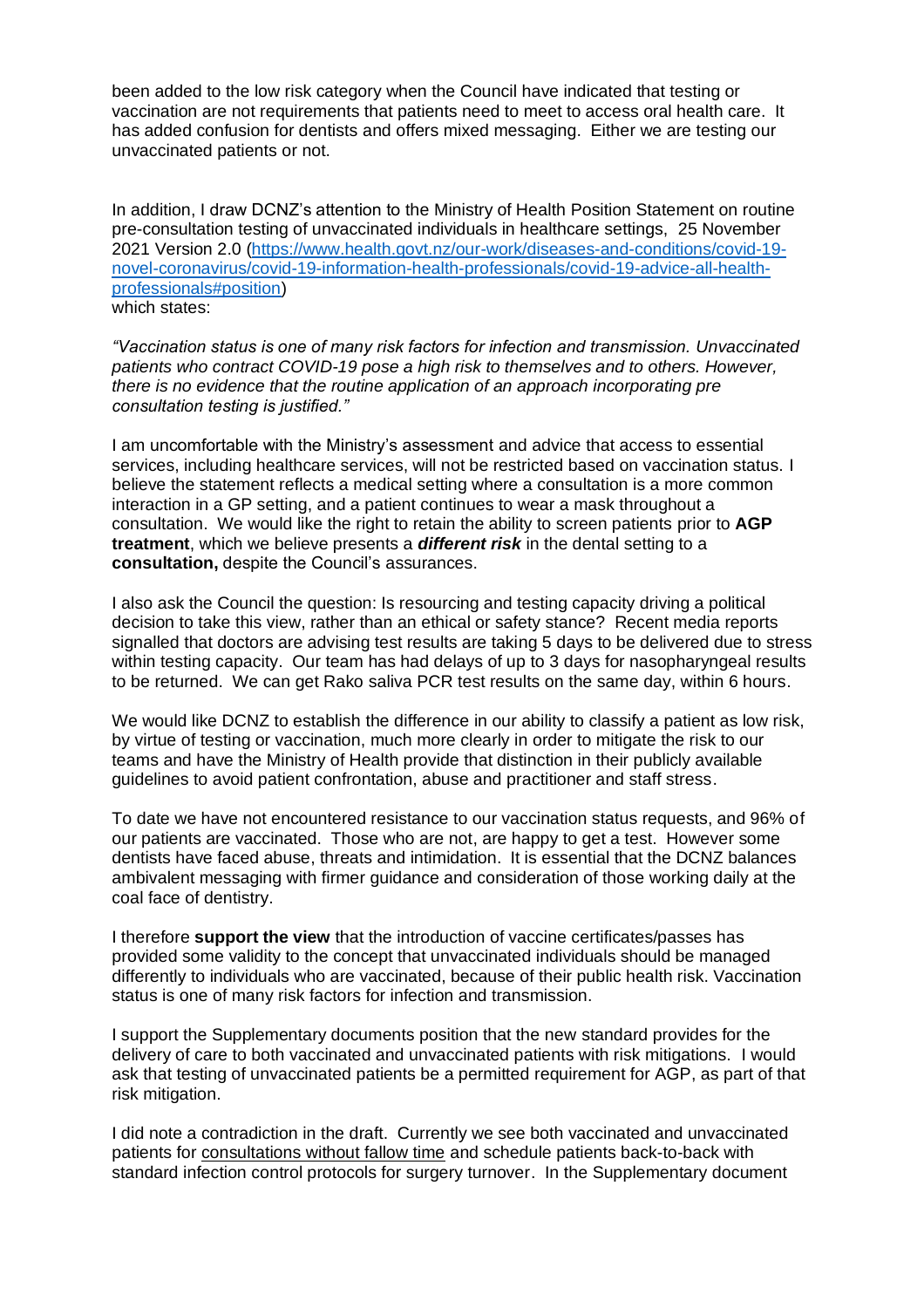been added to the low risk category when the Council have indicated that testing or vaccination are not requirements that patients need to meet to access oral health care. It has added confusion for dentists and offers mixed messaging. Either we are testing our unvaccinated patients or not.

In addition, I draw DCNZ's attention to the Ministry of Health Position Statement on routine pre-consultation testing of unvaccinated individuals in healthcare settings, 25 November 2021 Version 2.0 ([https://www.health.govt.nz/our-work/diseases-and-conditions/covid-19-novel-coronavirus/covid-19-information-health-professionals/covid-19-advice-all-health-professionals#position](https://www.health.govt.nz/our-work/diseases-and-conditions/covid-19-novel-coronavirus/covid-19-information-health-professionals/covid-19-advice-all-health-professionals#position))
which states:

*"Vaccination status is one of many risk factors for infection and transmission. Unvaccinated patients who contract COVID-19 pose a high risk to themselves and to others. However, there is no evidence that the routine application of an approach incorporating pre consultation testing is justified."*

I am uncomfortable with the Ministry's assessment and advice that access to essential services, including healthcare services, will not be restricted based on vaccination status. I believe the statement reflects a medical setting where a consultation is a more common interaction in a GP setting, and a patient continues to wear a mask throughout a consultation. We would like the right to retain the ability to screen patients prior to **AGP treatment**, which we believe presents a ***different risk*** in the dental setting to a **consultation,** despite the Council's assurances.

I also ask the Council the question: Is resourcing and testing capacity driving a political decision to take this view, rather than an ethical or safety stance? Recent media reports signalled that doctors are advising test results are taking 5 days to be delivered due to stress within testing capacity. Our team has had delays of up to 3 days for nasopharyngeal results to be returned. We can get Rako saliva PCR test results on the same day, within 6 hours.

We would like DCNZ to establish the difference in our ability to classify a patient as low risk, by virtue of testing or vaccination, much more clearly in order to mitigate the risk to our teams and have the Ministry of Health provide that distinction in their publicly available guidelines to avoid patient confrontation, abuse and practitioner and staff stress.

To date we have not encountered resistance to our vaccination status requests, and 96% of our patients are vaccinated. Those who are not, are happy to get a test. However some dentists have faced abuse, threats and intimidation. It is essential that the DCNZ balances ambivalent messaging with firmer guidance and consideration of those working daily at the coal face of dentistry.

I therefore **support the view** that the introduction of vaccine certificates/passes has provided some validity to the concept that unvaccinated individuals should be managed differently to individuals who are vaccinated, because of their public health risk. Vaccination status is one of many risk factors for infection and transmission.

I support the Supplementary documents position that the new standard provides for the delivery of care to both vaccinated and unvaccinated patients with risk mitigations. I would ask that testing of unvaccinated patients be a permitted requirement for AGP, as part of that risk mitigation.

I did note a contradiction in the draft. Currently we see both vaccinated and unvaccinated patients for consultations without fallow time and schedule patients back-to-back with standard infection control protocols for surgery turnover. In the Supplementary document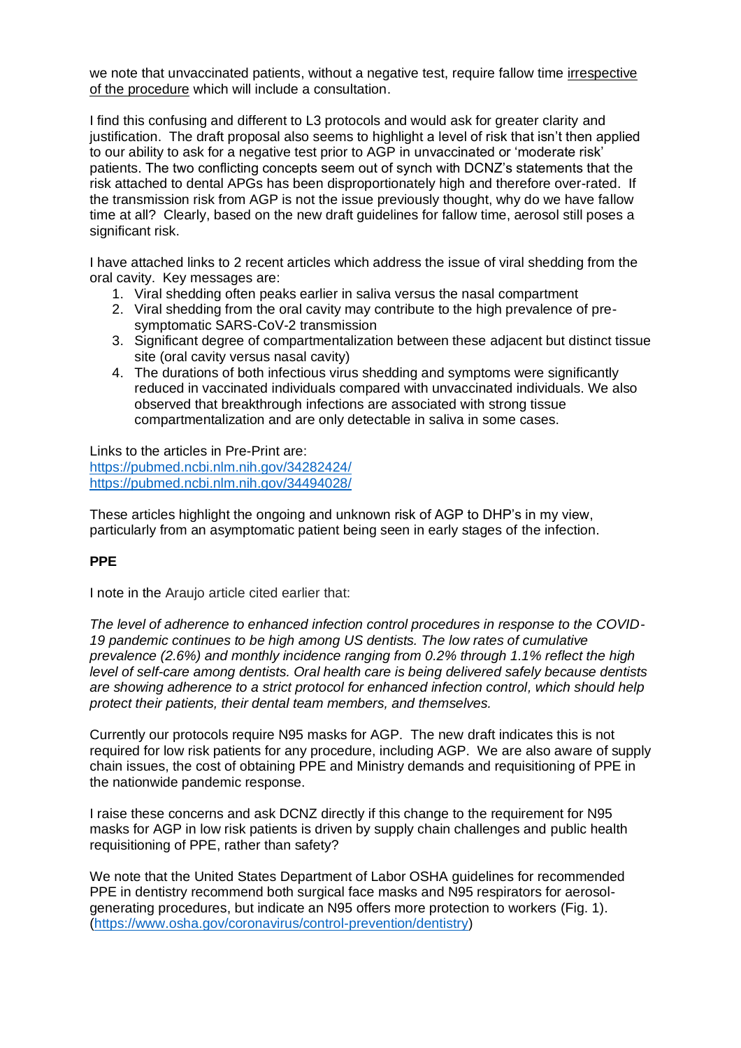we note that unvaccinated patients, without a negative test, require fallow time <u>irrespective of the procedure</u> which will include a consultation.

I find this confusing and different to L3 protocols and would ask for greater clarity and justification. The draft proposal also seems to highlight a level of risk that isn't then applied to our ability to ask for a negative test prior to AGP in unvaccinated or 'moderate risk' patients. The two conflicting concepts seem out of synch with DCNZ's statements that the risk attached to dental APGs has been disproportionately high and therefore over-rated. If the transmission risk from AGP is not the issue previously thought, why do we have fallow time at all? Clearly, based on the new draft guidelines for fallow time, aerosol still poses a significant risk.

I have attached links to 2 recent articles which address the issue of viral shedding from the oral cavity. Key messages are:

1. Viral shedding often peaks earlier in saliva versus the nasal compartment
2. Viral shedding from the oral cavity may contribute to the high prevalence of pre-symptomatic SARS-CoV-2 transmission
3. Significant degree of compartmentalization between these adjacent but distinct tissue site (oral cavity versus nasal cavity)
4. The durations of both infectious virus shedding and symptoms were significantly reduced in vaccinated individuals compared with unvaccinated individuals. We also observed that breakthrough infections are associated with strong tissue compartmentalization and are only detectable in saliva in some cases.

Links to the articles in Pre-Print are:
https://pubmed.ncbi.nlm.nih.gov/34282424/
https://pubmed.ncbi.nlm.nih.gov/34494028/

These articles highlight the ongoing and unknown risk of AGP to DHP's in my view, particularly from an asymptomatic patient being seen in early stages of the infection.

**PPE**

I note in the Araujo article cited earlier that:

*The level of adherence to enhanced infection control procedures in response to the COVID-19 pandemic continues to be high among US dentists. The low rates of cumulative prevalence (2.6%) and monthly incidence ranging from 0.2% through 1.1% reflect the high level of self-care among dentists. Oral health care is being delivered safely because dentists are showing adherence to a strict protocol for enhanced infection control, which should help protect their patients, their dental team members, and themselves.*

Currently our protocols require N95 masks for AGP. The new draft indicates this is not required for low risk patients for any procedure, including AGP. We are also aware of supply chain issues, the cost of obtaining PPE and Ministry demands and requisitioning of PPE in the nationwide pandemic response.

I raise these concerns and ask DCNZ directly if this change to the requirement for N95 masks for AGP in low risk patients is driven by supply chain challenges and public health requisitioning of PPE, rather than safety?

We note that the United States Department of Labor OSHA guidelines for recommended PPE in dentistry recommend both surgical face masks and N95 respirators for aerosol-generating procedures, but indicate an N95 offers more protection to workers (Fig. 1). (https://www.osha.gov/coronavirus/control-prevention/dentistry)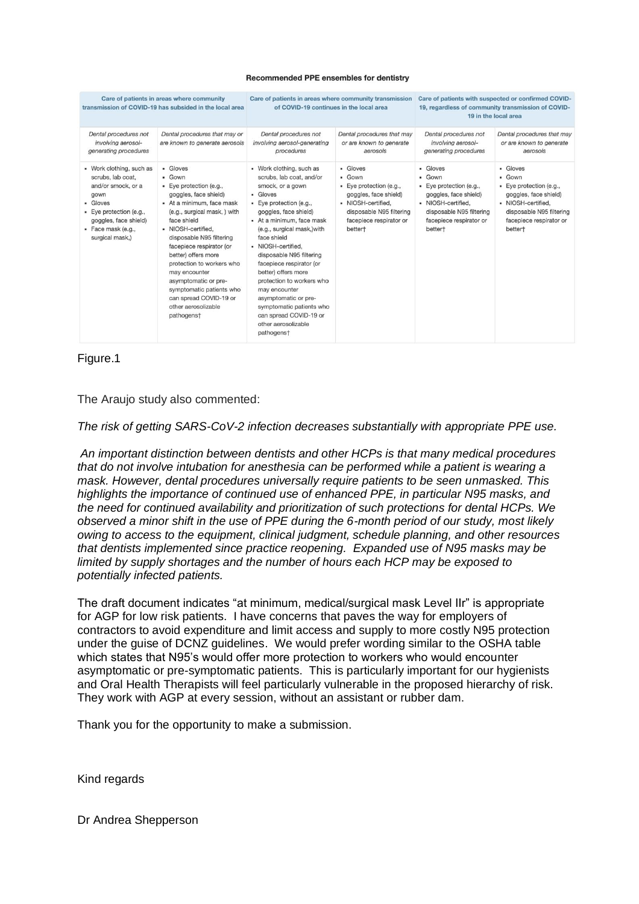**Recommended PPE ensembles for dentistry**

| Care of patients in areas where community transmission of COVID-19 has subsided in the local area | | Care of patients in areas where community transmission of COVID-19 continues in the local area | | Care of patients with suspected or confirmed COVID-19, regardless of community transmission of COVID-19 in the local area | |
|---|---|---|---|---|---|
| *Dental procedures not involving aerosol-generating procedures* | *Dental procedures that may or are known to generate aerosols* | *Dental procedures not involving aerosol-generating procedures* | *Dental procedures that may or are known to generate aerosols* | *Dental procedures not involving aerosol-generating procedures* | *Dental procedures that may or are known to generate aerosols* |
| ▪ Work clothing, such as scrubs, lab coat, and/or smock, or a gown<br>▪ Gloves<br>▪ Eye protection (e.g., goggles, face shield)<br>▪ Face mask (e.g., surgical mask,) | ▪ Gloves<br>▪ Gown<br>▪ Eye protection (e.g., goggles, face shield)<br>▪ At a minimum, face mask (e.g., surgical mask, ) with face shield<br>▪ NIOSH-certified, disposable N95 filtering facepiece respirator (or better) offers more protection to workers who may encounter asymptomatic or pre-symptomatic patients who can spread COVID-19 or other aerosolizable pathogens† | ▪ Work clothing, such as scrubs, lab coat, and/or smock, or a gown<br>▪ Gloves<br>▪ Eye protection (e.g., goggles, face shield)<br>▪ At a minimum, face mask (e.g., surgical mask,)with face shield<br>▪ NIOSH-certified, disposable N95 filtering facepiece respirator (or better) offers more protection to workers who may encounter asymptomatic or pre-symptomatic patients who can spread COVID-19 or other aerosolizable pathogens† | ▪ Gloves<br>▪ Gown<br>▪ Eye protection (e.g., goggles, face shield)<br>▪ NIOSH-certified, disposable N95 filtering facepiece respirator or better† | ▪ Gloves<br>▪ Gown<br>▪ Eye protection (e.g., goggles, face shield)<br>▪ NIOSH-certified, disposable N95 filtering facepiece respirator or better† | ▪ Gloves<br>▪ Gown<br>▪ Eye protection (e.g., goggles, face shield)<br>▪ NIOSH-certified, disposable N95 filtering facepiece respirator or better† |

Figure.1

The Araujo study also commented:

*The risk of getting SARS-CoV-2 infection decreases substantially with appropriate PPE use.*

*An important distinction between dentists and other HCPs is that many medical procedures that do not involve intubation for anesthesia can be performed while a patient is wearing a mask. However, dental procedures universally require patients to be seen unmasked. This highlights the importance of continued use of enhanced PPE, in particular N95 masks, and the need for continued availability and prioritization of such protections for dental HCPs. We observed a minor shift in the use of PPE during the 6-month period of our study, most likely owing to access to the equipment, clinical judgment, schedule planning, and other resources that dentists implemented since practice reopening. Expanded use of N95 masks may be limited by supply shortages and the number of hours each HCP may be exposed to potentially infected patients.*

The draft document indicates "at minimum, medical/surgical mask Level IIr" is appropriate for AGP for low risk patients. I have concerns that paves the way for employers of contractors to avoid expenditure and limit access and supply to more costly N95 protection under the guise of DCNZ guidelines. We would prefer wording similar to the OSHA table which states that N95's would offer more protection to workers who would encounter asymptomatic or pre-symptomatic patients. This is particularly important for our hygienists and Oral Health Therapists will feel particularly vulnerable in the proposed hierarchy of risk. They work with AGP at every session, without an assistant or rubber dam.

Thank you for the opportunity to make a submission.

Kind regards

Dr Andrea Shepperson